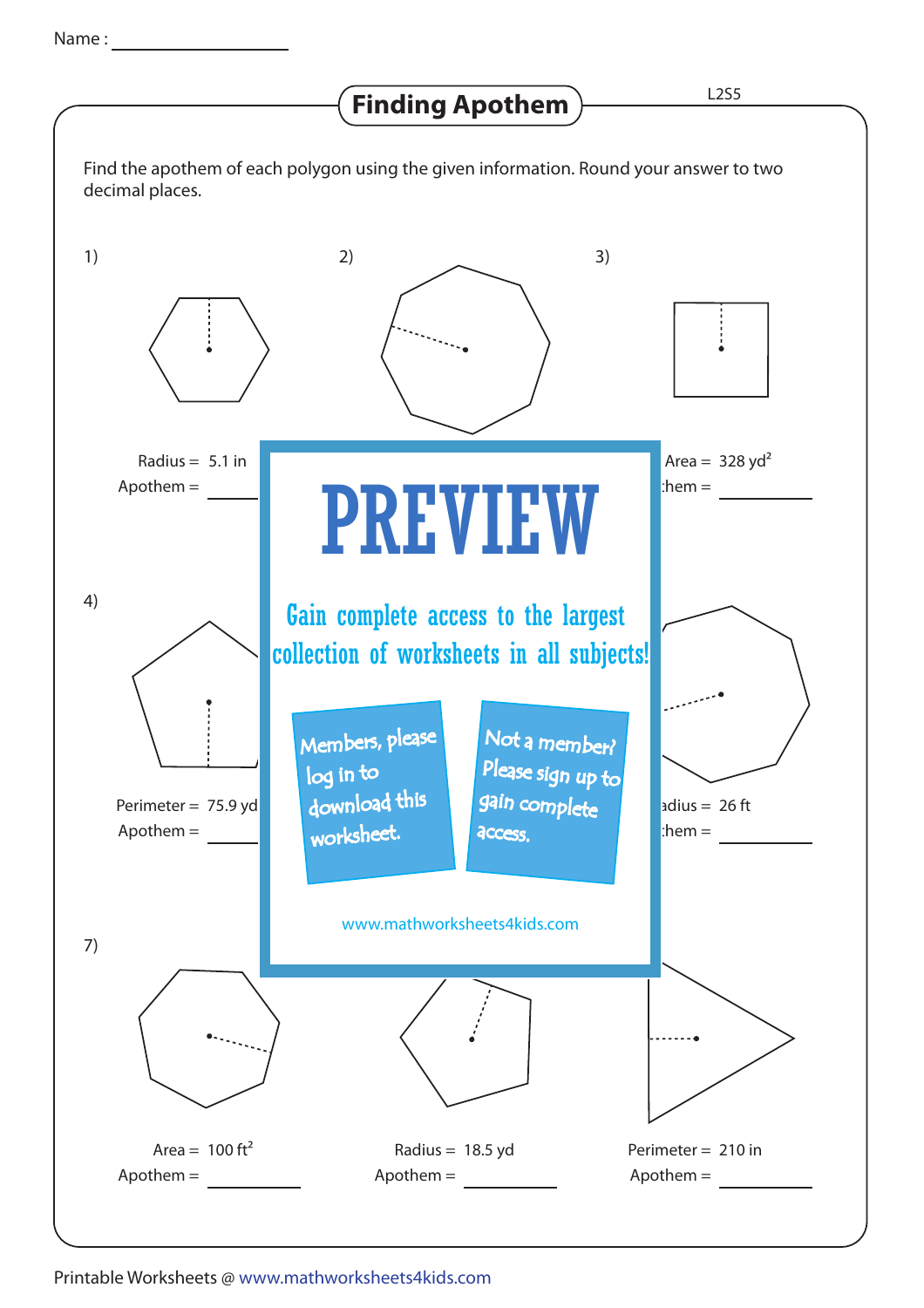Name : ________________

# Finding Apothem

L2S5

Find the apothem of each polygon using the given information. Round your answer to two decimal places.

1)

Radius = 5.1 in

Apothem = ________

2)

3)

Area = 328 yd$^2$

Apothem = ________

4)

Perimeter = 75.9 yd

Apothem = ________

PREVIEW

Gain complete access to the largest collection of worksheets in all subjects!

Members, please log in to download this worksheet.

Not a member? Please sign up to gain complete access.

www.mathworksheets4kids.com

6)

Radius = 26 ft

Apothem = ________

7)

Area = 100 ft$^2$

Apothem = ________

8)

Radius = 18.5 yd

Apothem = ________

9)

Perimeter = 210 in

Apothem = ________

Printable Worksheets @ www.mathworksheets4kids.com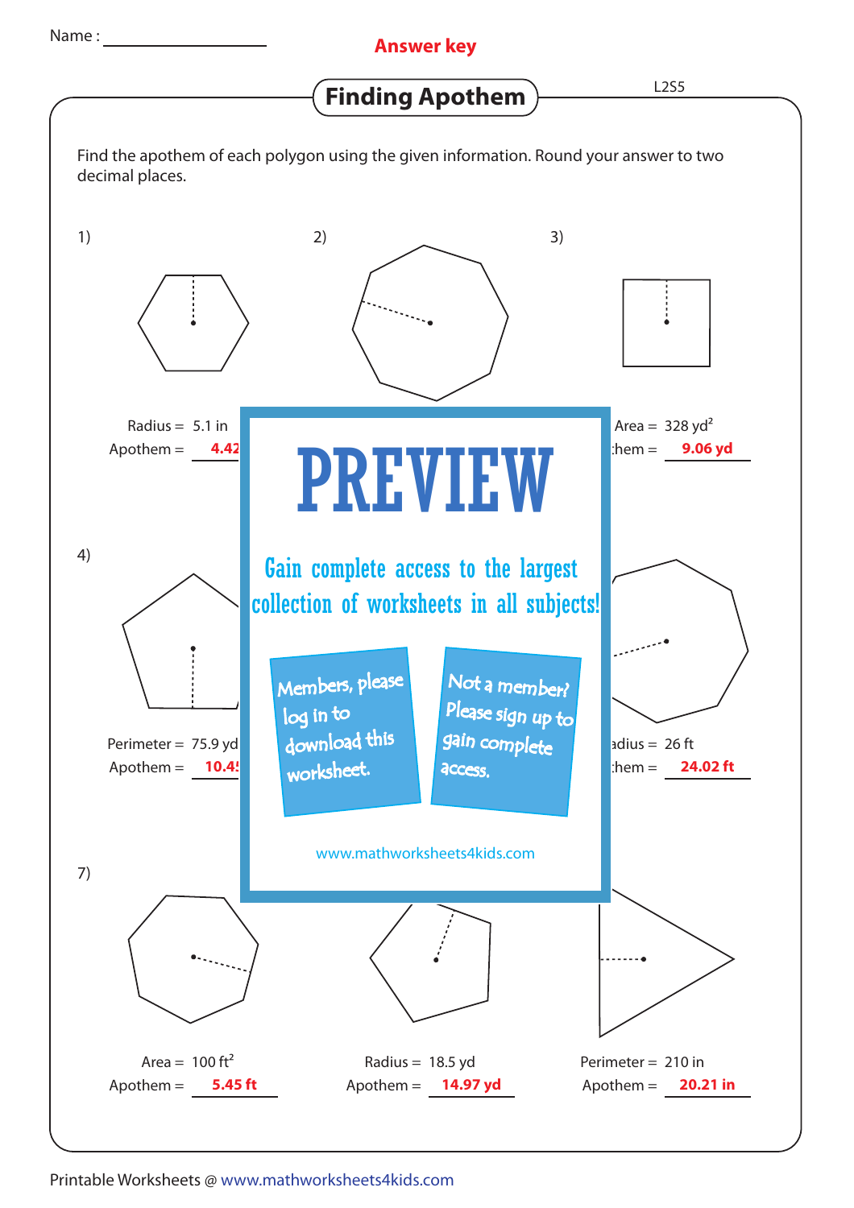Name : ____________________

**Answer key**

# Finding Apothem

L2S5

Find the apothem of each polygon using the given information. Round your answer to two decimal places.

1) Radius = 5.1 in
Apothem = **4.42**

2)

3) Area = 328 $yd^2$
Apothem = **9.06 yd**

**PREVIEW**

Gain complete access to the largest collection of worksheets in all subjects!

Members, please log in to download this worksheet.

Not a member? Please sign up to gain complete access.

www.mathworksheets4kids.com

4) Perimeter = 75.9 yd
Apothem = **10.45**

5)

6) Radius = 26 ft
Apothem = **24.02 ft**

7) Area = 100 $ft^2$
Apothem = **5.45 ft**

8) Radius = 18.5 yd
Apothem = **14.97 yd**

9) Perimeter = 210 in
Apothem = **20.21 in**

Printable Worksheets @ www.mathworksheets4kids.com